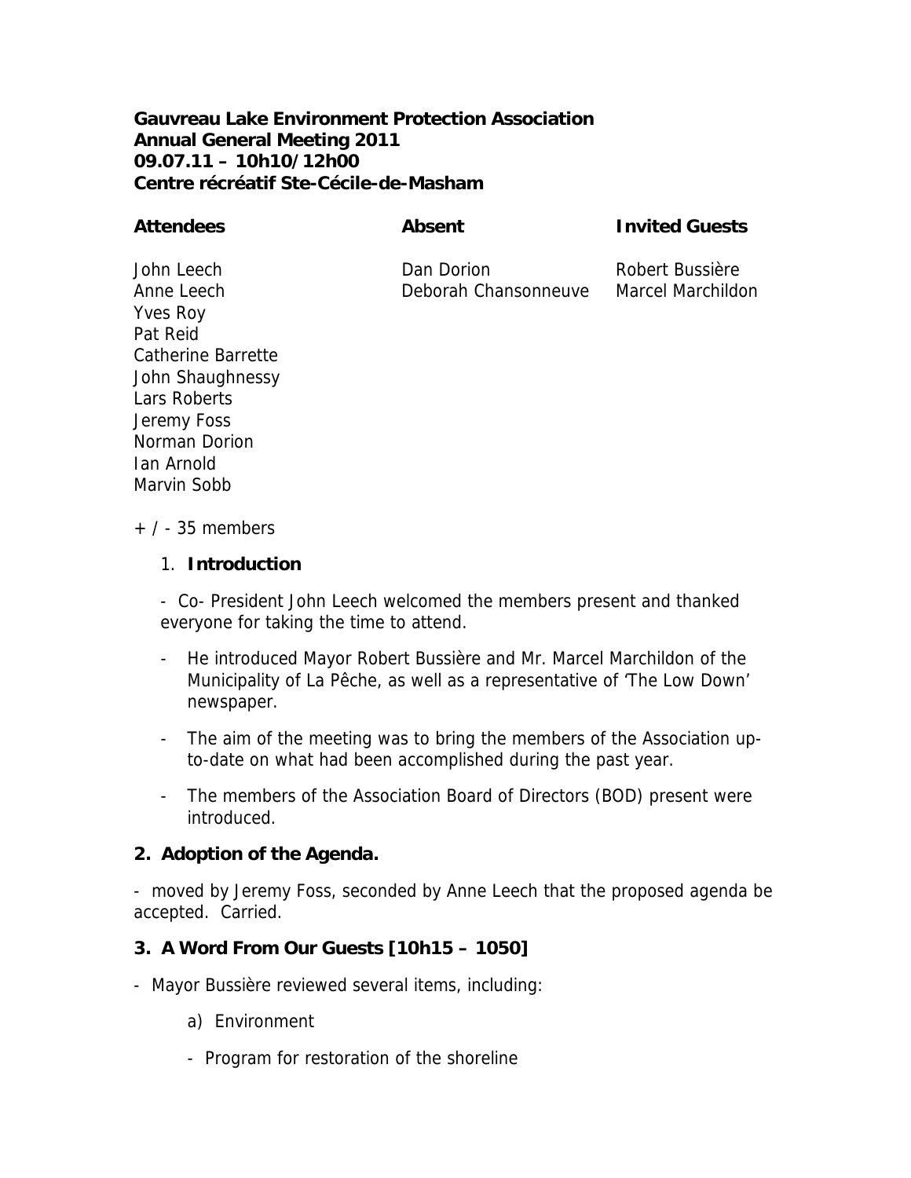**Gauvreau Lake Environment Protection Association**
**Annual General Meeting 2011**
**09.07.11 – 10h10/12h00**
**Centre récréatif Ste-Cécile-de-Masham**

| Attendees | Absent | Invited Guests |
| --- | --- | --- |
| John Leech | Dan Dorion | Robert Bussière |
| Anne Leech | Deborah Chansonneuve | Marcel Marchildon |
| Yves Roy | | |
| Pat Reid | | |
| Catherine Barrette | | |
| John Shaughnessy | | |
| Lars Roberts | | |
| Jeremy Foss | | |
| Norman Dorion | | |
| Ian Arnold | | |
| Marvin Sobb | | |

+ / - 35 members

1. **Introduction**

- Co- President John Leech welcomed the members present and thanked everyone for taking the time to attend.
- He introduced Mayor Robert Bussière and Mr. Marcel Marchildon of the Municipality of La Pêche, as well as a representative of 'The Low Down' newspaper.
- The aim of the meeting was to bring the members of the Association up-to-date on what had been accomplished during the past year.
- The members of the Association Board of Directors (BOD) present were introduced.

**2. Adoption of the Agenda.**

- moved by Jeremy Foss, seconded by Anne Leech that the proposed agenda be accepted. Carried.

**3. A Word From Our Guests [10h15 – 1050]**

- Mayor Bussière reviewed several items, including:

a) Environment

- Program for restoration of the shoreline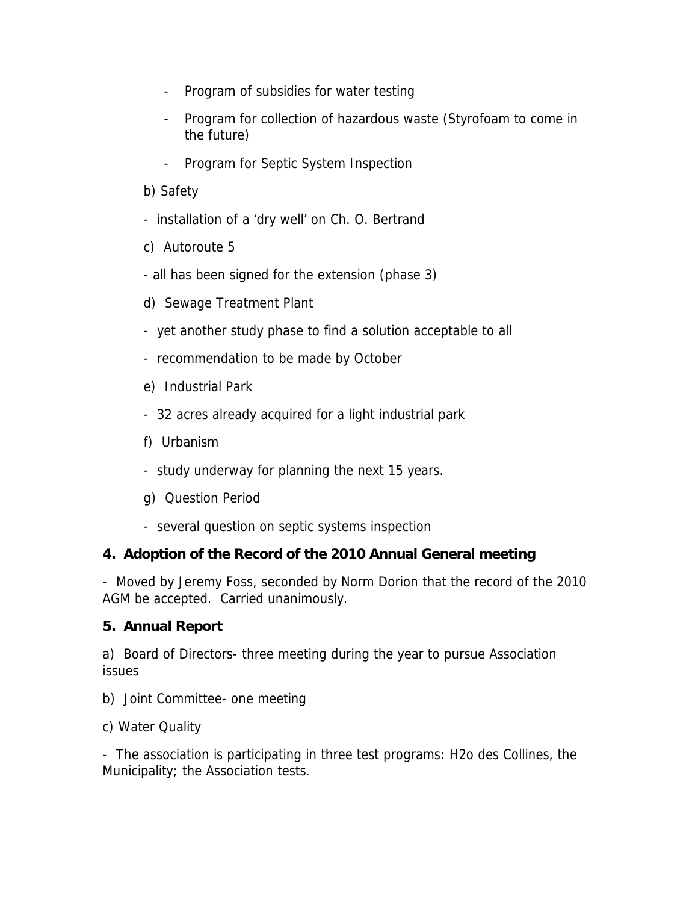- Program of subsidies for water testing
- Program for collection of hazardous waste (Styrofoam to come in the future)
- Program for Septic System Inspection

b) Safety

- installation of a 'dry well' on Ch. O. Bertrand

c) Autoroute 5

- all has been signed for the extension (phase 3)

d) Sewage Treatment Plant

- yet another study phase to find a solution acceptable to all
- recommendation to be made by October

e) Industrial Park

- 32 acres already acquired for a light industrial park

f) Urbanism

- study underway for planning the next 15 years.

g) Question Period

- several question on septic systems inspection

**4. Adoption of the Record of the 2010 Annual General meeting**

- Moved by Jeremy Foss, seconded by Norm Dorion that the record of the 2010 AGM be accepted. Carried unanimously.

**5. Annual Report**

a) Board of Directors- three meeting during the year to pursue Association issues

b) Joint Committee- one meeting

c) Water Quality

- The association is participating in three test programs: H2o des Collines, the Municipality; the Association tests.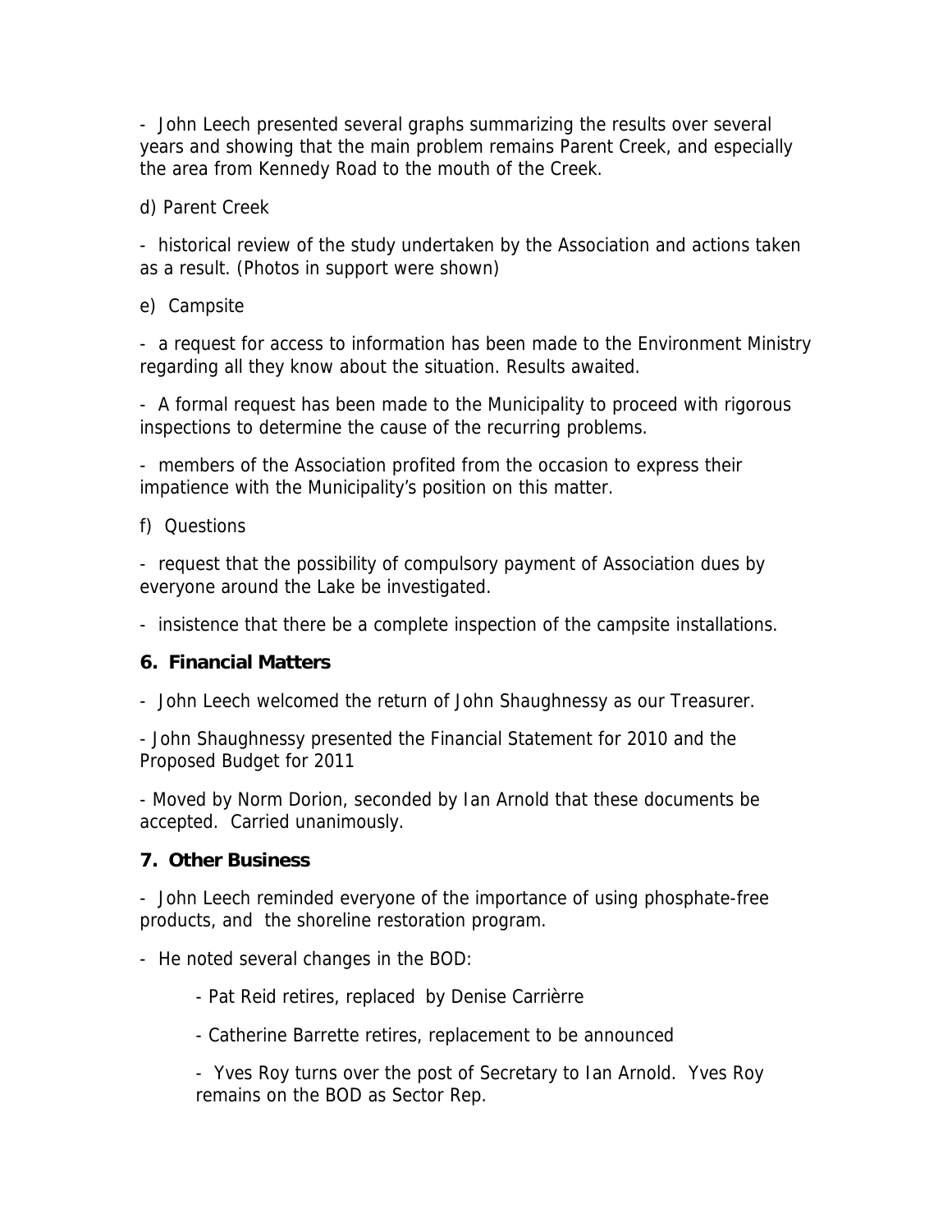- John Leech presented several graphs summarizing the results over several years and showing that the main problem remains Parent Creek, and especially the area from Kennedy Road to the mouth of the Creek.

d) Parent Creek

- historical review of the study undertaken by the Association and actions taken as a result. (Photos in support were shown)

e) Campsite

- a request for access to information has been made to the Environment Ministry regarding all they know about the situation. Results awaited.

- A formal request has been made to the Municipality to proceed with rigorous inspections to determine the cause of the recurring problems.

- members of the Association profited from the occasion to express their impatience with the Municipality's position on this matter.

f) Questions

- request that the possibility of compulsory payment of Association dues by everyone around the Lake be investigated.

- insistence that there be a complete inspection of the campsite installations.

## 6. Financial Matters

- John Leech welcomed the return of John Shaughnessy as our Treasurer.

- John Shaughnessy presented the Financial Statement for 2010 and the Proposed Budget for 2011

- Moved by Norm Dorion, seconded by Ian Arnold that these documents be accepted. Carried unanimously.

## 7. Other Business

- John Leech reminded everyone of the importance of using phosphate-free products, and the shoreline restoration program.

- He noted several changes in the BOD:

  - Pat Reid retires, replaced by Denise Carrièrre

  - Catherine Barrette retires, replacement to be announced

  - Yves Roy turns over the post of Secretary to Ian Arnold. Yves Roy remains on the BOD as Sector Rep.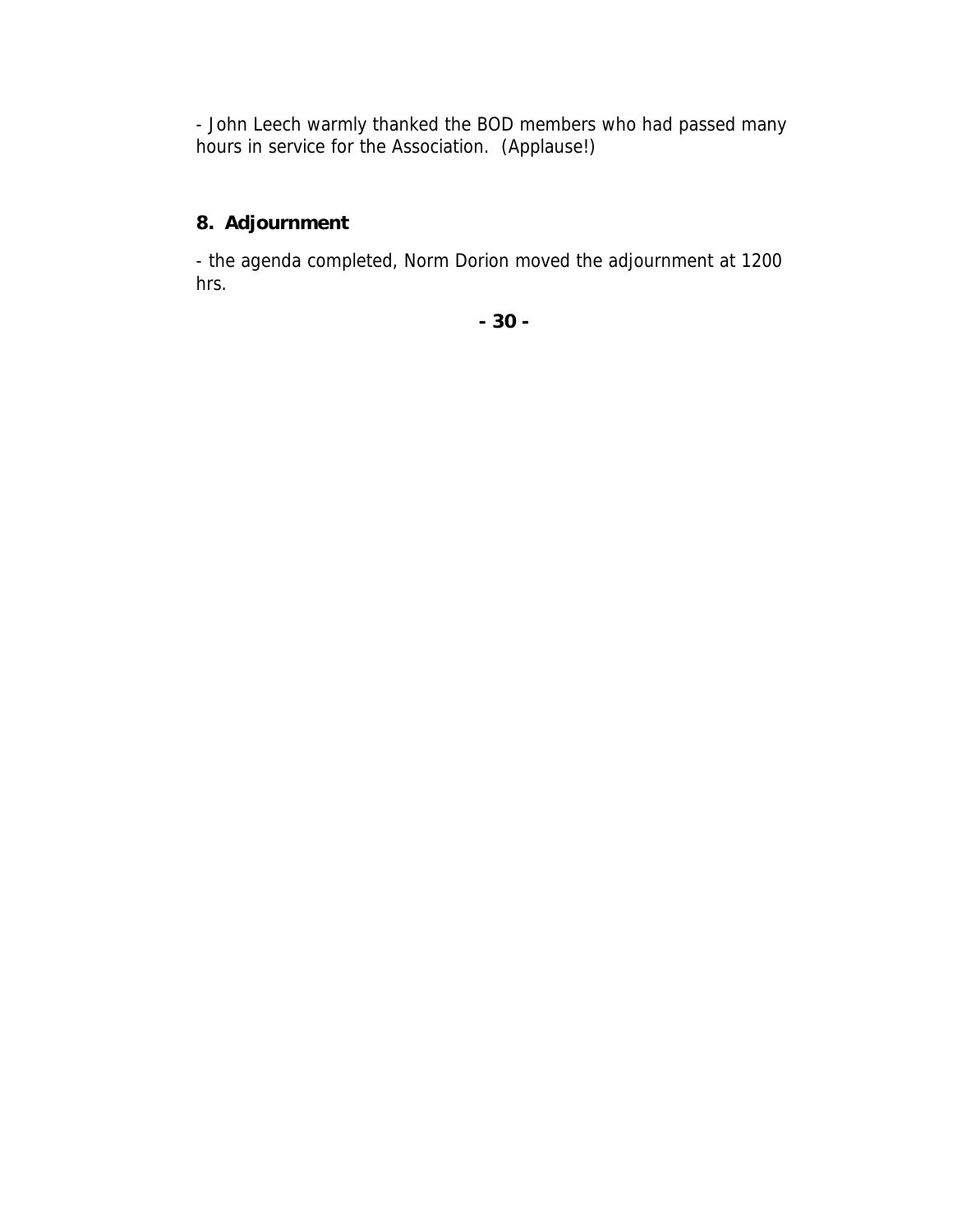- John Leech warmly thanked the BOD members who had passed many hours in service for the Association. (Applause!)

## 8. Adjournment

- the agenda completed, Norm Dorion moved the adjournment at 1200 hrs.

**- 30 -**